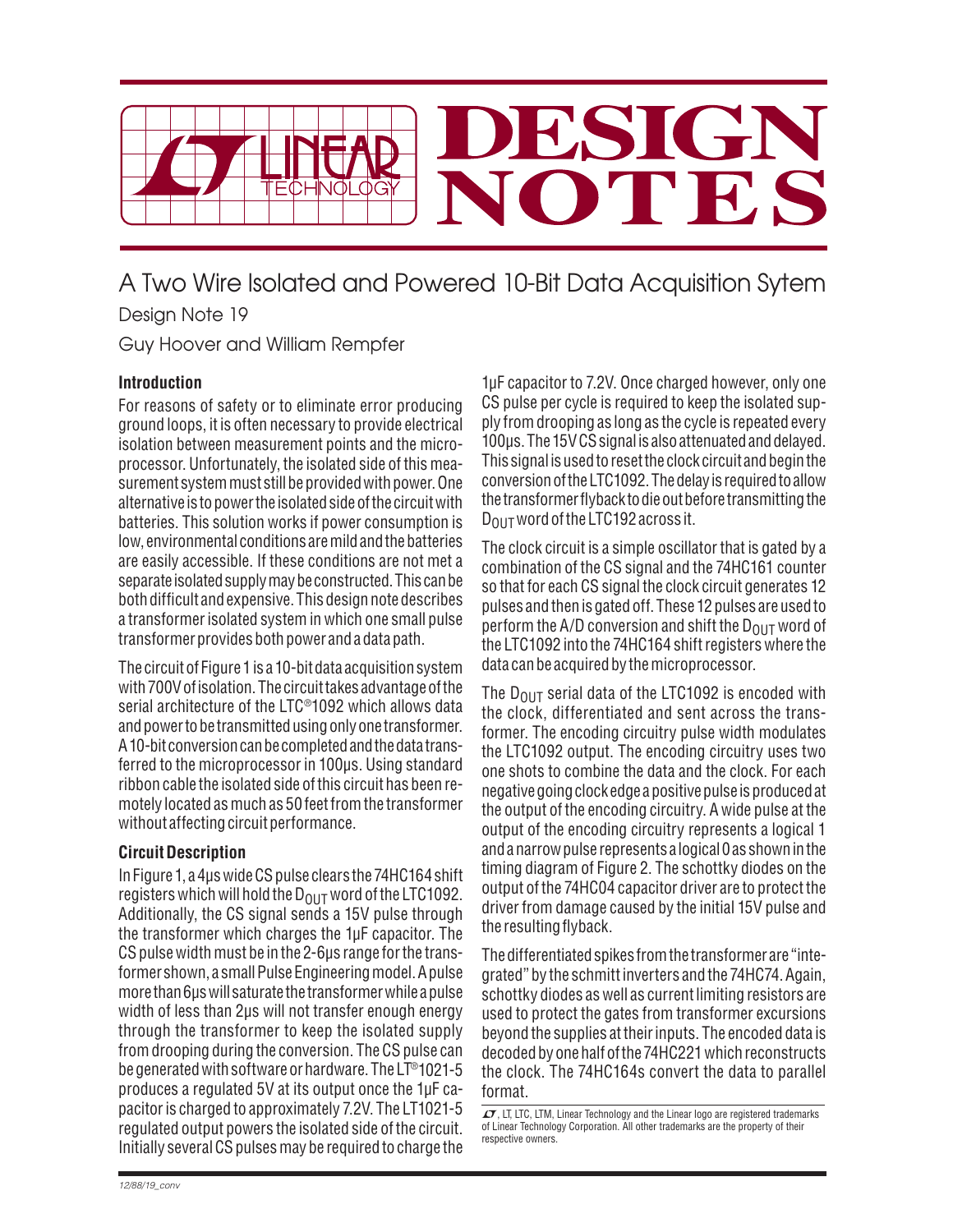# A Two Wire Isolated and Powered 10-Bit Data Acquisition Sytem

Design Note 19

Guy Hoover and William Rempfer

### Introduction

For reasons of safety or to eliminate error producing ground loops, it is often necessary to provide electrical isolation between measurement points and the microprocessor. Unfortunately, the isolated side of this measurement system must still be provided with power. One alternative is to power the isolated side of the circuit with batteries. This solution works if power consumption is low, environmental conditions are mild and the batteries are easily accessible. If these conditions are not met a separate isolated supply may be constructed. This can be both difficult and expensive. This design note describes a transformer isolated system in which one small pulse transformer provides both power and a data path.

The circuit of Figure 1 is a 10-bit data acquisition system with 700V of isolation. The circuit takes advantage of the serial architecture of the LTC®1092 which allows data and power to be transmitted using only one transformer. A 10-bit conversion can be completed and the data transferred to the microprocessor in 100µs. Using standard ribbon cable the isolated side of this circuit has been remotely located as much as 50 feet from the transformer without affecting circuit performance.

### Circuit Description

In Figure 1, a 4µs wide CS pulse clears the 74HC164 shift registers which will hold the $D_{OUT}$ word of the LTC1092. Additionally, the CS signal sends a 15V pulse through the transformer which charges the 1µF capacitor. The CS pulse width must be in the 2-6µs range for the transformer shown, a small Pulse Engineering model. A pulse more than 6µs will saturate the transformer while a pulse width of less than 2µs will not transfer enough energy through the transformer to keep the isolated supply from drooping during the conversion. The CS pulse can be generated with software or hardware. The LT®1021-5 produces a regulated 5V at its output once the 1µF capacitor is charged to approximately 7.2V. The LT1021-5 regulated output powers the isolated side of the circuit. Initially several CS pulses may be required to charge the 1µF capacitor to 7.2V. Once charged however, only one CS pulse per cycle is required to keep the isolated supply from drooping as long as the cycle is repeated every 100µs. The 15V CS signal is also attenuated and delayed. This signal is used to reset the clock circuit and begin the conversion of the LTC1092. The delay is required to allow the transformer flyback to die out before transmitting the $D_{OUT}$ word of the LTC192 across it.

The clock circuit is a simple oscillator that is gated by a combination of the CS signal and the 74HC161 counter so that for each CS signal the clock circuit generates 12 pulses and then is gated off. These 12 pulses are used to perform the A/D conversion and shift the $D_{OUT}$ word of the LTC1092 into the 74HC164 shift registers where the data can be acquired by the microprocessor.

The $D_{OUT}$ serial data of the LTC1092 is encoded with the clock, differentiated and sent across the transformer. The encoding circuitry pulse width modulates the LTC1092 output. The encoding circuitry uses two one shots to combine the data and the clock. For each negative going clock edge a positive pulse is produced at the output of the encoding circuitry. A wide pulse at the output of the encoding circuitry represents a logical 1 and a narrow pulse represents a logical 0 as shown in the timing diagram of Figure 2. The schottky diodes on the output of the 74HC04 capacitor driver are to protect the driver from damage caused by the initial 15V pulse and the resulting flyback.

The differentiated spikes from the transformer are "integrated" by the schmitt inverters and the 74HC74. Again, schottky diodes as well as current limiting resistors are used to protect the gates from transformer excursions beyond the supplies at their inputs. The encoded data is decoded by one half of the 74HC221 which reconstructs the clock. The 74HC164s convert the data to parallel format.

LT, LTC, LTM, Linear Technology and the Linear logo are registered trademarks of Linear Technology Corporation. All other trademarks are the property of their respective owners.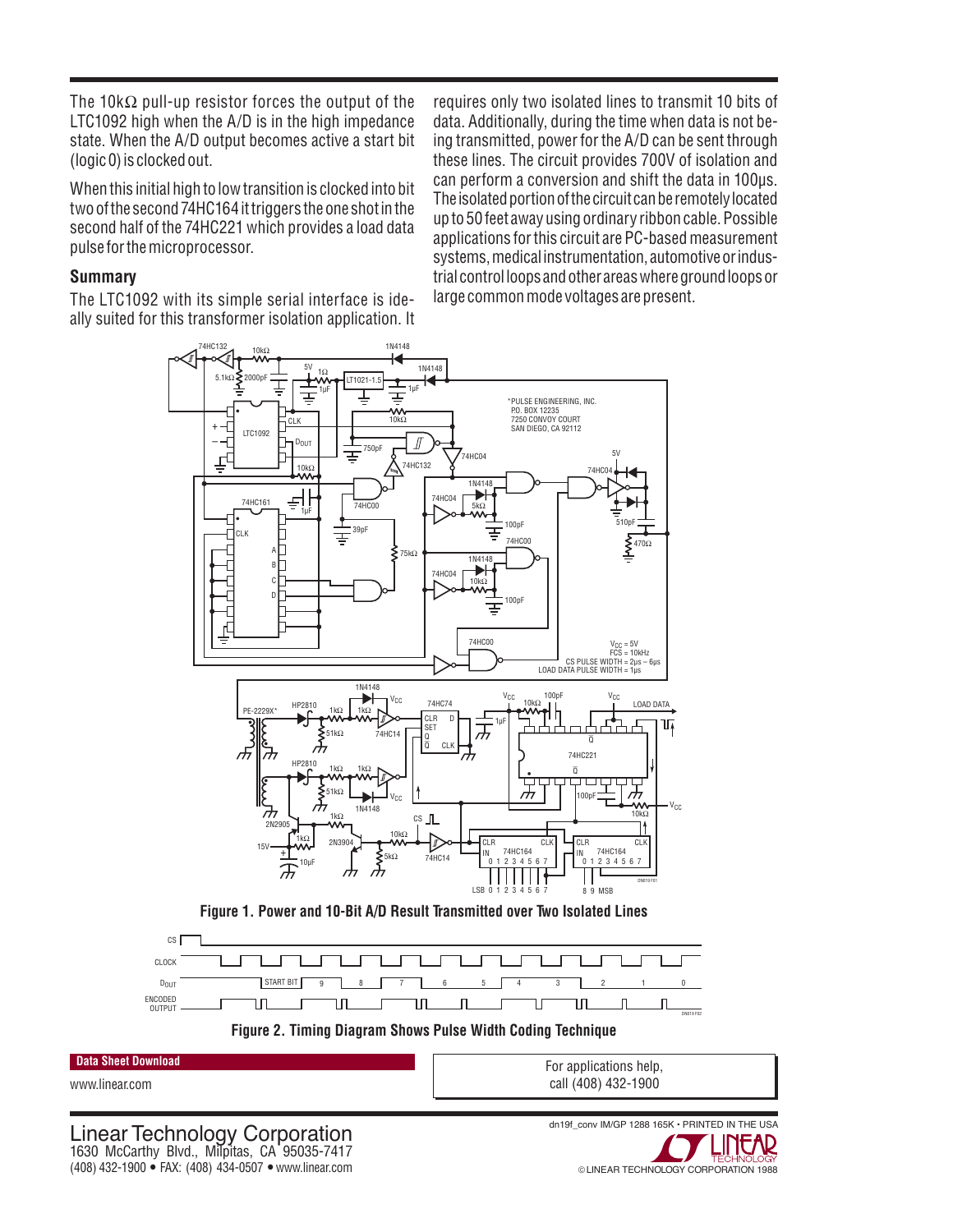The 10kΩ pull-up resistor forces the output of the LTC1092 high when the A/D is in the high impedance state. When the A/D output becomes active a start bit (logic 0) is clocked out.

When this initial high to low transition is clocked into bit two of the second 74HC164 it triggers the one shot in the second half of the 74HC221 which provides a load data pulse for the microprocessor.

## Summary

The LTC1092 with its simple serial interface is ideally suited for this transformer isolation application. It requires only two isolated lines to transmit 10 bits of data. Additionally, during the time when data is not being transmitted, power for the A/D can be sent through these lines. The circuit provides 700V of isolation and can perform a conversion and shift the data in 100µs. The isolated portion of the circuit can be remotely located up to 50 feet away using ordinary ribbon cable. Possible applications for this circuit are PC-based measurement systems, medical instrumentation, automotive or industrial control loops and other areas where ground loops or large common mode voltages are present.

*PULSE ENGINEERING, INC.
P.O. BOX 12235
7250 CONVOY COURT
SAN DIEGO, CA 92112

$V_{CC}$ = 5V
FCS = 10kHz
CS PULSE WIDTH = 2µs – 6µs
LOAD DATA PULSE WIDTH = 1µs

**Figure 1. Power and 10-Bit A/D Result Transmitted over Two Isolated Lines**

**Figure 2. Timing Diagram Shows Pulse Width Coding Technique**

**Data Sheet Download**

www.linear.com

For applications help,
call (408) 432-1900

Linear Technology Corporation
1630 McCarthy Blvd., Milpitas, CA 95035-7417
(408) 432-1900 • FAX: (408) 434-0507 • www.linear.com

dn19f_conv IM/GP 1288 165K • PRINTED IN THE USA

© LINEAR TECHNOLOGY CORPORATION 1988